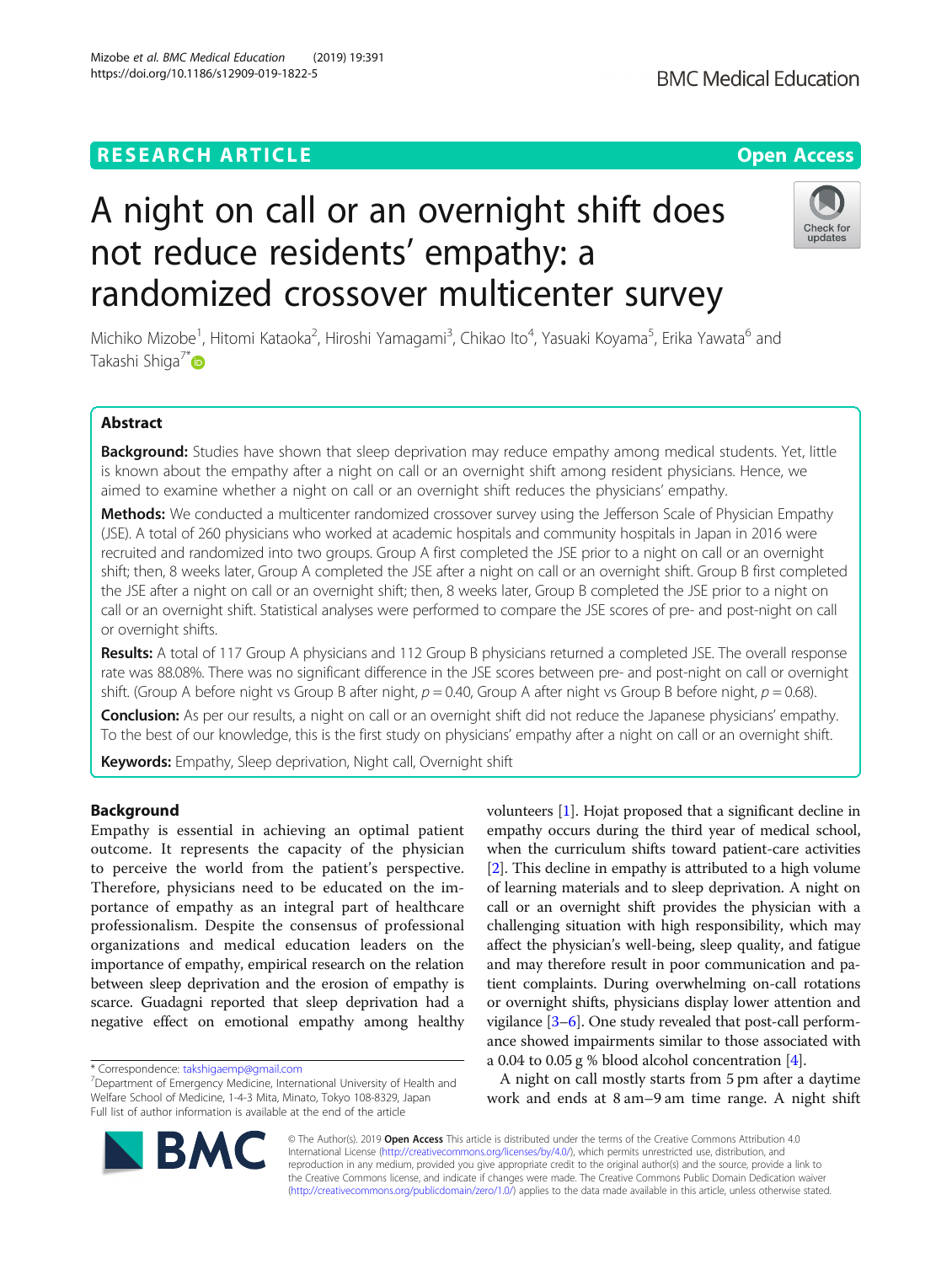RESEARCH ARTICLE

Open Access

# A night on call or an overnight shift does not reduce residents' empathy: a randomized crossover multicenter survey

Michiko Mizobe[1], Hitomi Kataoka[2], Hiroshi Yamagami[3], Chikao Ito[4], Yasuaki Koyama[5], Erika Yawata[6] and Takashi Shiga[7*]

## Abstract

**Background:** Studies have shown that sleep deprivation may reduce empathy among medical students. Yet, little is known about the empathy after a night on call or an overnight shift among resident physicians. Hence, we aimed to examine whether a night on call or an overnight shift reduces the physicians' empathy.

**Methods:** We conducted a multicenter randomized crossover survey using the Jefferson Scale of Physician Empathy (JSE). A total of 260 physicians who worked at academic hospitals and community hospitals in Japan in 2016 were recruited and randomized into two groups. Group A first completed the JSE prior to a night on call or an overnight shift; then, 8 weeks later, Group A completed the JSE after a night on call or an overnight shift. Group B first completed the JSE after a night on call or an overnight shift; then, 8 weeks later, Group B completed the JSE prior to a night on call or an overnight shift. Statistical analyses were performed to compare the JSE scores of pre- and post-night on call or overnight shifts.

**Results:** A total of 117 Group A physicians and 112 Group B physicians returned a completed JSE. The overall response rate was 88.08%. There was no significant difference in the JSE scores between pre- and post-night on call or overnight shift. (Group A before night vs Group B after night, $p = 0.40$, Group A after night vs Group B before night, $p = 0.68$).

**Conclusion:** As per our results, a night on call or an overnight shift did not reduce the Japanese physicians' empathy. To the best of our knowledge, this is the first study on physicians' empathy after a night on call or an overnight shift.

**Keywords:** Empathy, Sleep deprivation, Night call, Overnight shift

## Background

Empathy is essential in achieving an optimal patient outcome. It represents the capacity of the physician to perceive the world from the patient's perspective. Therefore, physicians need to be educated on the importance of empathy as an integral part of healthcare professionalism. Despite the consensus of professional organizations and medical education leaders on the importance of empathy, empirical research on the relation between sleep deprivation and the erosion of empathy is scarce. Guadagni reported that sleep deprivation had a negative effect on emotional empathy among healthy volunteers [1]. Hojat proposed that a significant decline in empathy occurs during the third year of medical school, when the curriculum shifts toward patient-care activities [2]. This decline in empathy is attributed to a high volume of learning materials and to sleep deprivation. A night on call or an overnight shift provides the physician with a challenging situation with high responsibility, which may affect the physician's well-being, sleep quality, and fatigue and may therefore result in poor communication and patient complaints. During overwhelming on-call rotations or overnight shifts, physicians display lower attention and vigilance [3–6]. One study revealed that post-call performance showed impairments similar to those associated with a 0.04 to 0.05 g % blood alcohol concentration [4].

A night on call mostly starts from 5 pm after a daytime work and ends at 8 am–9 am time range. A night shift

* Correspondence: takshigaemp@gmail.com
[7]Department of Emergency Medicine, International University of Health and Welfare School of Medicine, 1-4-3 Mita, Minato, Tokyo 108-8329, Japan
Full list of author information is available at the end of the article

© The Author(s). 2019 **Open Access** This article is distributed under the terms of the Creative Commons Attribution 4.0 International License (http://creativecommons.org/licenses/by/4.0/), which permits unrestricted use, distribution, and reproduction in any medium, provided you give appropriate credit to the original author(s) and the source, provide a link to the Creative Commons license, and indicate if changes were made. The Creative Commons Public Domain Dedication waiver (http://creativecommons.org/publicdomain/zero/1.0/) applies to the data made available in this article, unless otherwise stated.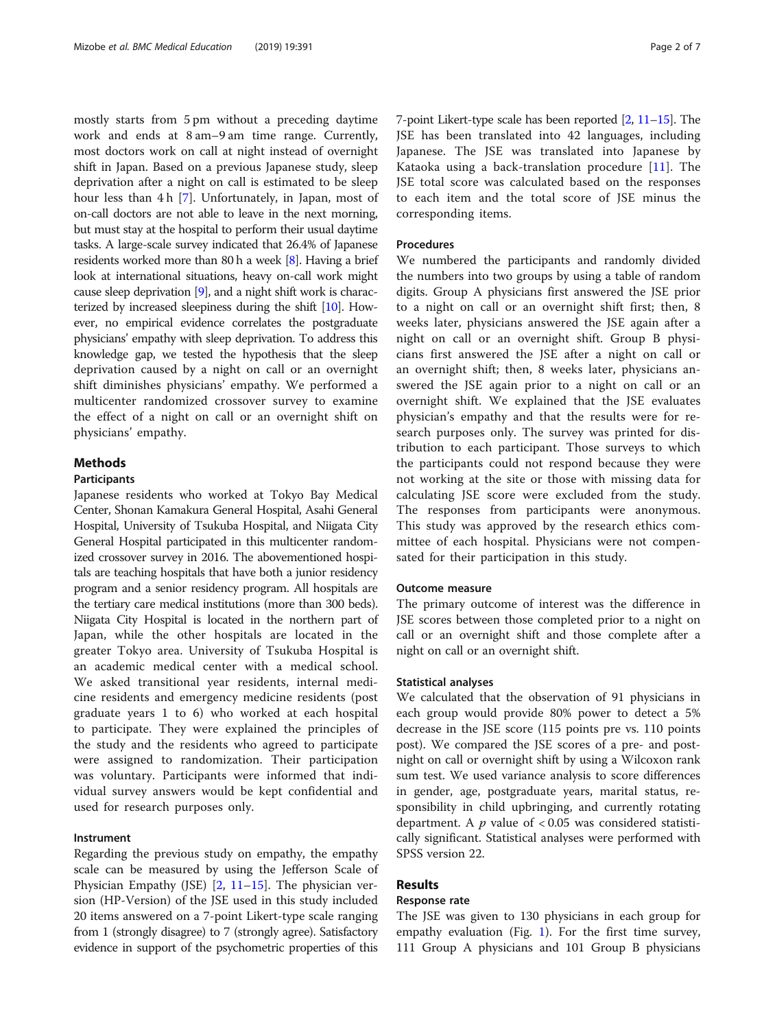mostly starts from 5 pm without a preceding daytime work and ends at 8 am–9 am time range. Currently, most doctors work on call at night instead of overnight shift in Japan. Based on a previous Japanese study, sleep deprivation after a night on call is estimated to be sleep hour less than 4 h [7]. Unfortunately, in Japan, most of on-call doctors are not able to leave in the next morning, but must stay at the hospital to perform their usual daytime tasks. A large-scale survey indicated that 26.4% of Japanese residents worked more than 80 h a week [8]. Having a brief look at international situations, heavy on-call work might cause sleep deprivation [9], and a night shift work is characterized by increased sleepiness during the shift [10]. However, no empirical evidence correlates the postgraduate physicians' empathy with sleep deprivation. To address this knowledge gap, we tested the hypothesis that the sleep deprivation caused by a night on call or an overnight shift diminishes physicians' empathy. We performed a multicenter randomized crossover survey to examine the effect of a night on call or an overnight shift on physicians' empathy.

## Methods

### Participants

Japanese residents who worked at Tokyo Bay Medical Center, Shonan Kamakura General Hospital, Asahi General Hospital, University of Tsukuba Hospital, and Niigata City General Hospital participated in this multicenter randomized crossover survey in 2016. The abovementioned hospitals are teaching hospitals that have both a junior residency program and a senior residency program. All hospitals are the tertiary care medical institutions (more than 300 beds). Niigata City Hospital is located in the northern part of Japan, while the other hospitals are located in the greater Tokyo area. University of Tsukuba Hospital is an academic medical center with a medical school. We asked transitional year residents, internal medicine residents and emergency medicine residents (post graduate years 1 to 6) who worked at each hospital to participate. They were explained the principles of the study and the residents who agreed to participate were assigned to randomization. Their participation was voluntary. Participants were informed that individual survey answers would be kept confidential and used for research purposes only.

### Instrument

Regarding the previous study on empathy, the empathy scale can be measured by using the Jefferson Scale of Physician Empathy (JSE) [2, 11–15]. The physician version (HP-Version) of the JSE used in this study included 20 items answered on a 7-point Likert-type scale ranging from 1 (strongly disagree) to 7 (strongly agree). Satisfactory evidence in support of the psychometric properties of this 7-point Likert-type scale has been reported [2, 11–15]. The JSE has been translated into 42 languages, including Japanese. The JSE was translated into Japanese by Kataoka using a back-translation procedure [11]. The JSE total score was calculated based on the responses to each item and the total score of JSE minus the corresponding items.

### Procedures

We numbered the participants and randomly divided the numbers into two groups by using a table of random digits. Group A physicians first answered the JSE prior to a night on call or an overnight shift first; then, 8 weeks later, physicians answered the JSE again after a night on call or an overnight shift. Group B physicians first answered the JSE after a night on call or an overnight shift; then, 8 weeks later, physicians answered the JSE again prior to a night on call or an overnight shift. We explained that the JSE evaluates physician's empathy and that the results were for research purposes only. The survey was printed for distribution to each participant. Those surveys to which the participants could not respond because they were not working at the site or those with missing data for calculating JSE score were excluded from the study. The responses from participants were anonymous. This study was approved by the research ethics committee of each hospital. Physicians were not compensated for their participation in this study.

### Outcome measure

The primary outcome of interest was the difference in JSE scores between those completed prior to a night on call or an overnight shift and those complete after a night on call or an overnight shift.

### Statistical analyses

We calculated that the observation of 91 physicians in each group would provide 80% power to detect a 5% decrease in the JSE score (115 points pre vs. 110 points post). We compared the JSE scores of a pre- and post-night on call or overnight shift by using a Wilcoxon rank sum test. We used variance analysis to score differences in gender, age, postgraduate years, marital status, responsibility in child upbringing, and currently rotating department. A $p$ value of $< 0.05$ was considered statistically significant. Statistical analyses were performed with SPSS version 22.

## Results

### Response rate

The JSE was given to 130 physicians in each group for empathy evaluation (Fig. 1). For the first time survey, 111 Group A physicians and 101 Group B physicians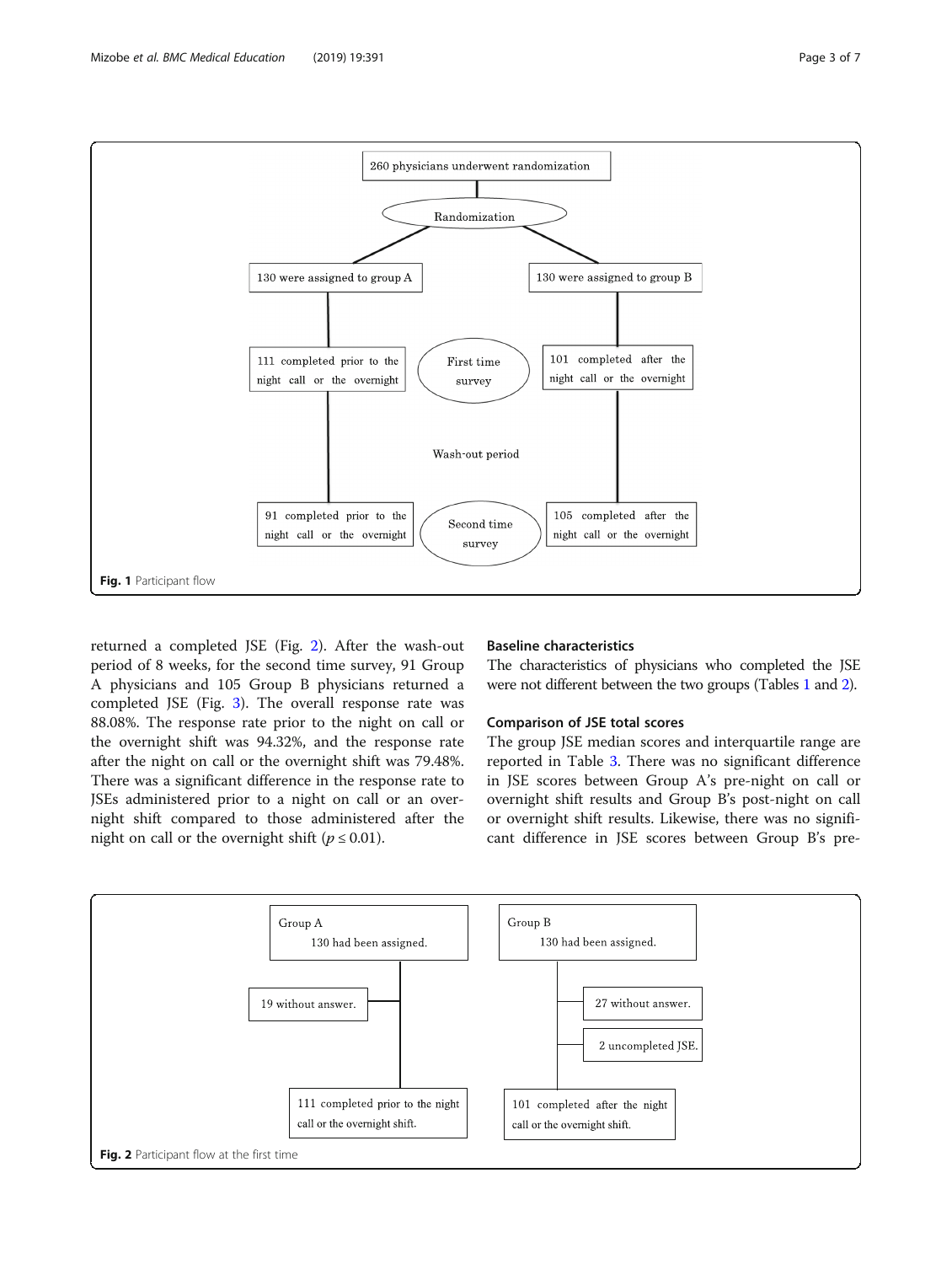260 physicians underwent randomization

Randomization

130 were assigned to group A

130 were assigned to group B

111 completed prior to the night call or the overnight

First time survey

101 completed after the night call or the overnight

Wash-out period

91 completed prior to the night call or the overnight

Second time survey

105 completed after the night call or the overnight

**Fig. 1** Participant flow

returned a completed JSE (Fig. 2). After the wash-out period of 8 weeks, for the second time survey, 91 Group A physicians and 105 Group B physicians returned a completed JSE (Fig. 3). The overall response rate was 88.08%. The response rate prior to the night on call or the overnight shift was 94.32%, and the response rate after the night on call or the overnight shift was 79.48%. There was a significant difference in the response rate to JSEs administered prior to a night on call or an overnight shift compared to those administered after the night on call or the overnight shift ($p \leq 0.01$).

### Baseline characteristics

The characteristics of physicians who completed the JSE were not different between the two groups (Tables 1 and 2).

### Comparison of JSE total scores

The group JSE median scores and interquartile range are reported in Table 3. There was no significant difference in JSE scores between Group A's pre-night on call or overnight shift results and Group B's post-night on call or overnight shift results. Likewise, there was no significant difference in JSE scores between Group B's pre-

Group A 130 had been assigned.

19 without answer.

111 completed prior to the night call or the overnight shift.

Group B 130 had been assigned.

27 without answer.

2 uncompleted JSE.

101 completed after the night call or the overnight shift.

**Fig. 2** Participant flow at the first time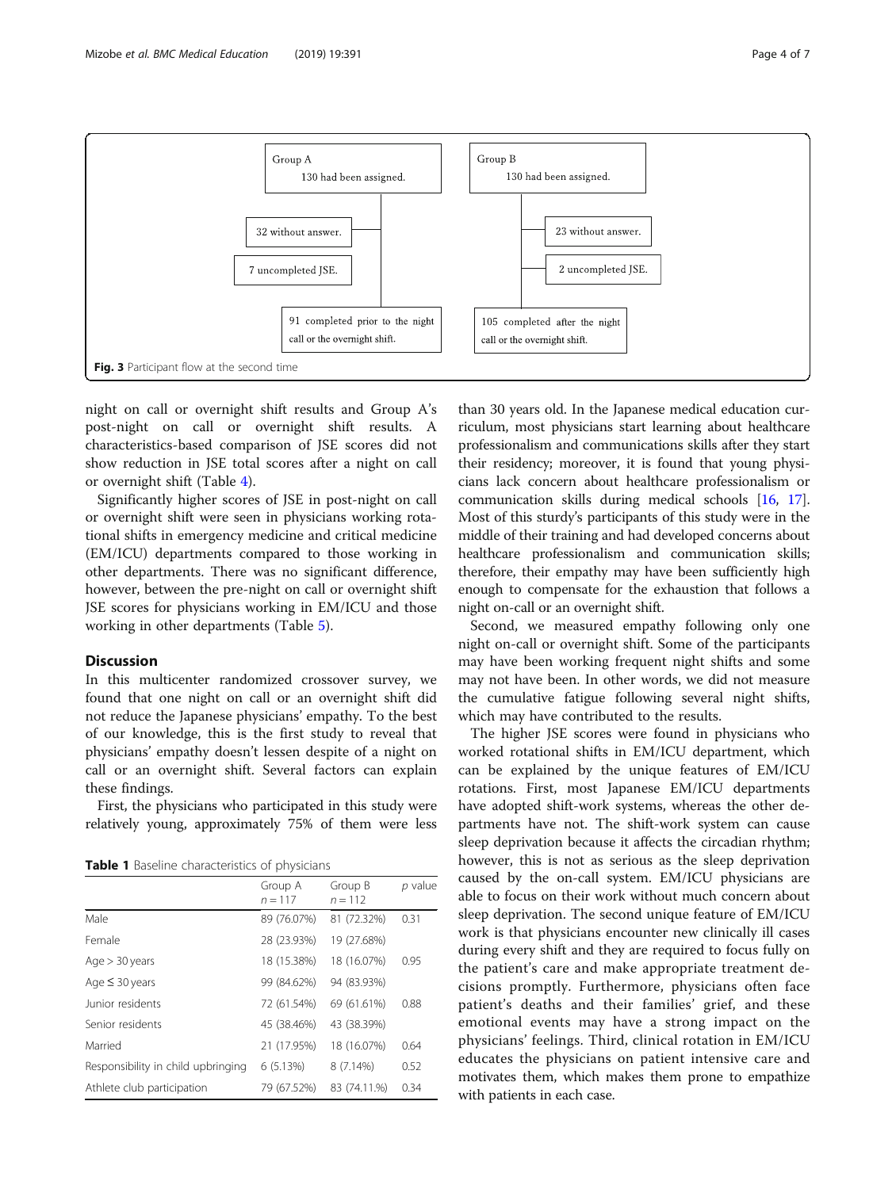Group A
130 had been assigned.

32 without answer.

7 uncompleted JSE.

91 completed prior to the night call or the overnight shift.

Group B
130 had been assigned.

23 without answer.

2 uncompleted JSE.

105 completed after the night call or the overnight shift.

**Fig. 3** Participant flow at the second time

night on call or overnight shift results and Group A's post-night on call or overnight shift results. A characteristics-based comparison of JSE scores did not show reduction in JSE total scores after a night on call or overnight shift (Table 4).

Significantly higher scores of JSE in post-night on call or overnight shift were seen in physicians working rotational shifts in emergency medicine and critical medicine (EM/ICU) departments compared to those working in other departments. There was no significant difference, however, between the pre-night on call or overnight shift JSE scores for physicians working in EM/ICU and those working in other departments (Table 5).

## Discussion

In this multicenter randomized crossover survey, we found that one night on call or an overnight shift did not reduce the Japanese physicians' empathy. To the best of our knowledge, this is the first study to reveal that physicians' empathy doesn't lessen despite of a night on call or an overnight shift. Several factors can explain these findings.

First, the physicians who participated in this study were relatively young, approximately 75% of them were less than 30 years old. In the Japanese medical education curriculum, most physicians start learning about healthcare professionalism and communications skills after they start their residency; moreover, it is found that young physicians lack concern about healthcare professionalism or communication skills during medical schools [16, 17]. Most of this sturdy's participants of this study were in the middle of their training and had developed concerns about healthcare professionalism and communication skills; therefore, their empathy may have been sufficiently high enough to compensate for the exhaustion that follows a night on-call or an overnight shift.

Second, we measured empathy following only one night on-call or overnight shift. Some of the participants may have been working frequent night shifts and some may not have been. In other words, we did not measure the cumulative fatigue following several night shifts, which may have contributed to the results.

The higher JSE scores were found in physicians who worked rotational shifts in EM/ICU department, which can be explained by the unique features of EM/ICU rotations. First, most Japanese EM/ICU departments have adopted shift-work systems, whereas the other departments have not. The shift-work system can cause sleep deprivation because it affects the circadian rhythm; however, this is not as serious as the sleep deprivation caused by the on-call system. EM/ICU physicians are able to focus on their work without much concern about sleep deprivation. The second unique feature of EM/ICU work is that physicians encounter new clinically ill cases during every shift and they are required to focus fully on the patient's care and make appropriate treatment decisions promptly. Furthermore, physicians often face patient's deaths and their families' grief, and these emotional events may have a strong impact on the physicians' feelings. Third, clinical rotation in EM/ICU educates the physicians on patient intensive care and motivates them, which makes them prone to empathize with patients in each case.

**Table 1** Baseline characteristics of physicians

| | Group A $n = 117$ | Group B $n = 112$ | $p$ value |
|---|---|---|---|
| Male | 89 (76.07%) | 81 (72.32%) | 0.31 |
| Female | 28 (23.93%) | 19 (27.68%) | |
| Age > 30 years | 18 (15.38%) | 18 (16.07%) | 0.95 |
| Age ≤ 30 years | 99 (84.62%) | 94 (83.93%) | |
| Junior residents | 72 (61.54%) | 69 (61.61%) | 0.88 |
| Senior residents | 45 (38.46%) | 43 (38.39%) | |
| Married | 21 (17.95%) | 18 (16.07%) | 0.64 |
| Responsibility in child upbringing | 6 (5.13%) | 8 (7.14%) | 0.52 |
| Athlete club participation | 79 (67.52%) | 83 (74.11.%) | 0.34 |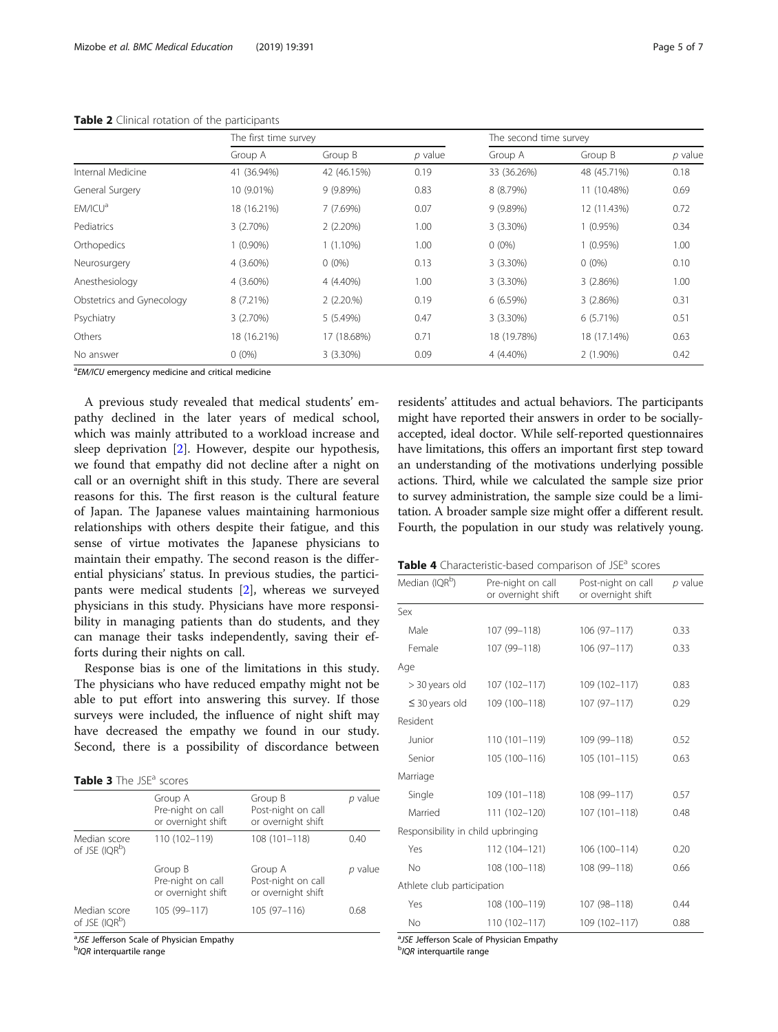**Table 2** Clinical rotation of the participants

| | The first time survey | | | The second time survey | | |
|---|---|---|---|---|---|---|
| | Group A | Group B | *p* value | Group A | Group B | *p* value |
| Internal Medicine | 41 (36.94%) | 42 (46.15%) | 0.19 | 33 (36.26%) | 48 (45.71%) | 0.18 |
| General Surgery | 10 (9.01%) | 9 (9.89%) | 0.83 | 8 (8.79%) | 11 (10.48%) | 0.69 |
| EM/ICU[a] | 18 (16.21%) | 7 (7.69%) | 0.07 | 9 (9.89%) | 12 (11.43%) | 0.72 |
| Pediatrics | 3 (2.70%) | 2 (2.20%) | 1.00 | 3 (3.30%) | 1 (0.95%) | 0.34 |
| Orthopedics | 1 (0.90%) | 1 (1.10%) | 1.00 | 0 (0%) | 1 (0.95%) | 1.00 |
| Neurosurgery | 4 (3.60%) | 0 (0%) | 0.13 | 3 (3.30%) | 0 (0%) | 0.10 |
| Anesthesiology | 4 (3.60%) | 4 (4.40%) | 1.00 | 3 (3.30%) | 3 (2.86%) | 1.00 |
| Obstetrics and Gynecology | 8 (7.21%) | 2 (2.20.%) | 0.19 | 6 (6.59%) | 3 (2.86%) | 0.31 |
| Psychiatry | 3 (2.70%) | 5 (5.49%) | 0.47 | 3 (3.30%) | 6 (5.71%) | 0.51 |
| Others | 18 (16.21%) | 17 (18.68%) | 0.71 | 18 (19.78%) | 18 (17.14%) | 0.63 |
| No answer | 0 (0%) | 3 (3.30%) | 0.09 | 4 (4.40%) | 2 (1.90%) | 0.42 |

[a]*EM/ICU* emergency medicine and critical medicine

A previous study revealed that medical students' empathy declined in the later years of medical school, which was mainly attributed to a workload increase and sleep deprivation [2]. However, despite our hypothesis, we found that empathy did not decline after a night on call or an overnight shift in this study. There are several reasons for this. The first reason is the cultural feature of Japan. The Japanese values maintaining harmonious relationships with others despite their fatigue, and this sense of virtue motivates the Japanese physicians to maintain their empathy. The second reason is the differential physicians' status. In previous studies, the participants were medical students [2], whereas we surveyed physicians in this study. Physicians have more responsibility in managing patients than do students, and they can manage their tasks independently, saving their efforts during their nights on call.

Response bias is one of the limitations in this study. The physicians who have reduced empathy might not be able to put effort into answering this survey. If those surveys were included, the influence of night shift may have decreased the empathy we found in our study. Second, there is a possibility of discordance between residents' attitudes and actual behaviors. The participants might have reported their answers in order to be socially-accepted, ideal doctor. While self-reported questionnaires have limitations, this offers an important first step toward an understanding of the motivations underlying possible actions. Third, while we calculated the sample size prior to survey administration, the sample size could be a limitation. A broader sample size might offer a different result. Fourth, the population in our study was relatively young.

**Table 3** The JSE[a] scores

| | Group A Pre-night on call or overnight shift | Group B Post-night on call or overnight shift | *p* value |
|---|---|---|---|
| Median score of JSE (IQR[b]) | 110 (102–119) | 108 (101–118) | 0.40 |
| | Group B Pre-night on call or overnight shift | Group A Post-night on call or overnight shift | *p* value |
| Median score of JSE (IQR[b]) | 105 (99–117) | 105 (97–116) | 0.68 |

[a]*JSE* Jefferson Scale of Physician Empathy
[b]*IQR* interquartile range

**Table 4** Characteristic-based comparison of JSE[a] scores

| Median (IQR[b]) | Pre-night on call or overnight shift | Post-night on call or overnight shift | *p* value |
|---|---|---|---|
| Sex | | | |
| Male | 107 (99–118) | 106 (97–117) | 0.33 |
| Female | 107 (99–118) | 106 (97–117) | 0.33 |
| Age | | | |
| > 30 years old | 107 (102–117) | 109 (102–117) | 0.83 |
| ≤ 30 years old | 109 (100–118) | 107 (97–117) | 0.29 |
| Resident | | | |
| Junior | 110 (101–119) | 109 (99–118) | 0.52 |
| Senior | 105 (100–116) | 105 (101–115) | 0.63 |
| Marriage | | | |
| Single | 109 (101–118) | 108 (99–117) | 0.57 |
| Married | 111 (102–120) | 107 (101–118) | 0.48 |
| Responsibility in child upbringing | | | |
| Yes | 112 (104–121) | 106 (100–114) | 0.20 |
| No | 108 (100–118) | 108 (99–118) | 0.66 |
| Athlete club participation | | | |
| Yes | 108 (100–119) | 107 (98–118) | 0.44 |
| No | 110 (102–117) | 109 (102–117) | 0.88 |

[a]*JSE* Jefferson Scale of Physician Empathy
[b]*IQR* interquartile range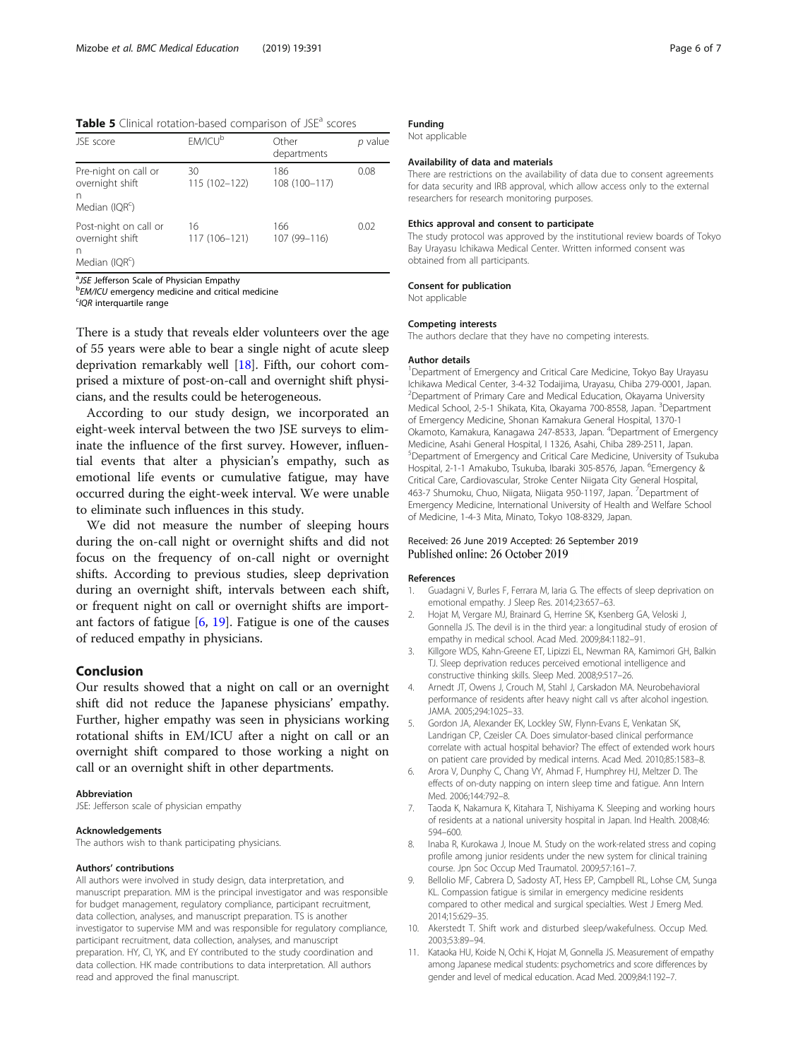**Table 5** Clinical rotation-based comparison of JSE[a] scores

| JSE score | EM/ICU[b] | Other departments | *p* value |
|---|---|---|---|
| Pre-night on call or overnight shift n Median (IQR[c]) | 30 115 (102–122) | 186 108 (100–117) | 0.08 |
| Post-night on call or overnight shift n Median (IQR[c]) | 16 117 (106–121) | 166 107 (99–116) | 0.02 |

[a] *JSE* Jefferson Scale of Physician Empathy
[b] *EM/ICU* emergency medicine and critical medicine
[c] *IQR* interquartile range

There is a study that reveals elder volunteers over the age of 55 years were able to bear a single night of acute sleep deprivation remarkably well [18]. Fifth, our cohort comprised a mixture of post-on-call and overnight shift physicians, and the results could be heterogeneous.

According to our study design, we incorporated an eight-week interval between the two JSE surveys to eliminate the influence of the first survey. However, influential events that alter a physician's empathy, such as emotional life events or cumulative fatigue, may have occurred during the eight-week interval. We were unable to eliminate such influences in this study.

We did not measure the number of sleeping hours during the on-call night or overnight shifts and did not focus on the frequency of on-call night or overnight shifts. According to previous studies, sleep deprivation during an overnight shift, intervals between each shift, or frequent night on call or overnight shifts are important factors of fatigue [6, 19]. Fatigue is one of the causes of reduced empathy in physicians.

## Conclusion

Our results showed that a night on call or an overnight shift did not reduce the Japanese physicians' empathy. Further, higher empathy was seen in physicians working rotational shifts in EM/ICU after a night on call or an overnight shift compared to those working a night on call or an overnight shift in other departments.

#### Abbreviation

JSE: Jefferson scale of physician empathy

#### Acknowledgements

The authors wish to thank participating physicians.

#### Authors' contributions

All authors were involved in study design, data interpretation, and manuscript preparation. MM is the principal investigator and was responsible for budget management, regulatory compliance, participant recruitment, data collection, analyses, and manuscript preparation. TS is another investigator to supervise MM and was responsible for regulatory compliance, participant recruitment, data collection, analyses, and manuscript preparation. HY, CI, YK, and EY contributed to the study coordination and data collection. HK made contributions to data interpretation. All authors read and approved the final manuscript.

#### Funding

Not applicable

#### Availability of data and materials

There are restrictions on the availability of data due to consent agreements for data security and IRB approval, which allow access only to the external researchers for research monitoring purposes.

#### Ethics approval and consent to participate

The study protocol was approved by the institutional review boards of Tokyo Bay Urayasu Ichikawa Medical Center. Written informed consent was obtained from all participants.

#### Consent for publication

Not applicable

#### Competing interests

The authors declare that they have no competing interests.

#### Author details

[1] Department of Emergency and Critical Care Medicine, Tokyo Bay Urayasu Ichikawa Medical Center, 3-4-32 Todaijima, Urayasu, Chiba 279-0001, Japan. [2] Department of Primary Care and Medical Education, Okayama University Medical School, 2-5-1 Shikata, Kita, Okayama 700-8558, Japan. [3] Department of Emergency Medicine, Shonan Kamakura General Hospital, 1370-1 Okamoto, Kamakura, Kanagawa 247-8533, Japan. [4] Department of Emergency Medicine, Asahi General Hospital, I 1326, Asahi, Chiba 289-2511, Japan. [5] Department of Emergency and Critical Care Medicine, University of Tsukuba Hospital, 2-1-1 Amakubo, Tsukuba, Ibaraki 305-8576, Japan. [6] Emergency & Critical Care, Cardiovascular, Stroke Center Niigata City General Hospital, 463-7 Shumoku, Chuo, Niigata, Niigata 950-1197, Japan. [7] Department of Emergency Medicine, International University of Health and Welfare School of Medicine, 1-4-3 Mita, Minato, Tokyo 108-8329, Japan.

Received: 26 June 2019 Accepted: 26 September 2019
Published online: 26 October 2019

#### References

1. Guadagni V, Burles F, Ferrara M, Iaria G. The effects of sleep deprivation on emotional empathy. J Sleep Res. 2014;23:657–63.
2. Hojat M, Vergare MJ, Brainard G, Herrine SK, Ksenberg GA, Veloski J, Gonnella JS. The devil is in the third year: a longitudinal study of erosion of empathy in medical school. Acad Med. 2009;84:1182–91.
3. Killgore WDS, Kahn-Greene ET, Lipizzi EL, Newman RA, Kamimori GH, Balkin TJ. Sleep deprivation reduces perceived emotional intelligence and constructive thinking skills. Sleep Med. 2008;9:517–26.
4. Arnedt JT, Owens J, Crouch M, Stahl J, Carskadon MA. Neurobehavioral performance of residents after heavy night call vs after alcohol ingestion. JAMA. 2005;294:1025–33.
5. Gordon JA, Alexander EK, Lockley SW, Flynn-Evans E, Venkatan SK, Landrigan CP, Czeisler CA. Does simulator-based clinical performance correlate with actual hospital behavior? The effect of extended work hours on patient care provided by medical interns. Acad Med. 2010;85:1583–8.
6. Arora V, Dunphy C, Chang VY, Ahmad F, Humphrey HJ, Meltzer D. The effects of on-duty napping on intern sleep time and fatigue. Ann Intern Med. 2006;144:792–8.
7. Taoda K, Nakamura K, Kitahara T, Nishiyama K. Sleeping and working hours of residents at a national university hospital in Japan. Ind Health. 2008;46: 594–600.
8. Inaba R, Kurokawa J, Inoue M. Study on the work-related stress and coping profile among junior residents under the new system for clinical training course. Jpn Soc Occup Med Traumatol. 2009;57:161–7.
9. Bellolio MF, Cabrera D, Sadosty AT, Hess EP, Campbell RL, Lohse CM, Sunga KL. Compassion fatigue is similar in emergency medicine residents compared to other medical and surgical specialties. West J Emerg Med. 2014;15:629–35.
10. Akerstedt T. Shift work and disturbed sleep/wakefulness. Occup Med. 2003;53:89–94.
11. Kataoka HU, Koide N, Ochi K, Hojat M, Gonnella JS. Measurement of empathy among Japanese medical students: psychometrics and score differences by gender and level of medical education. Acad Med. 2009;84:1192–7.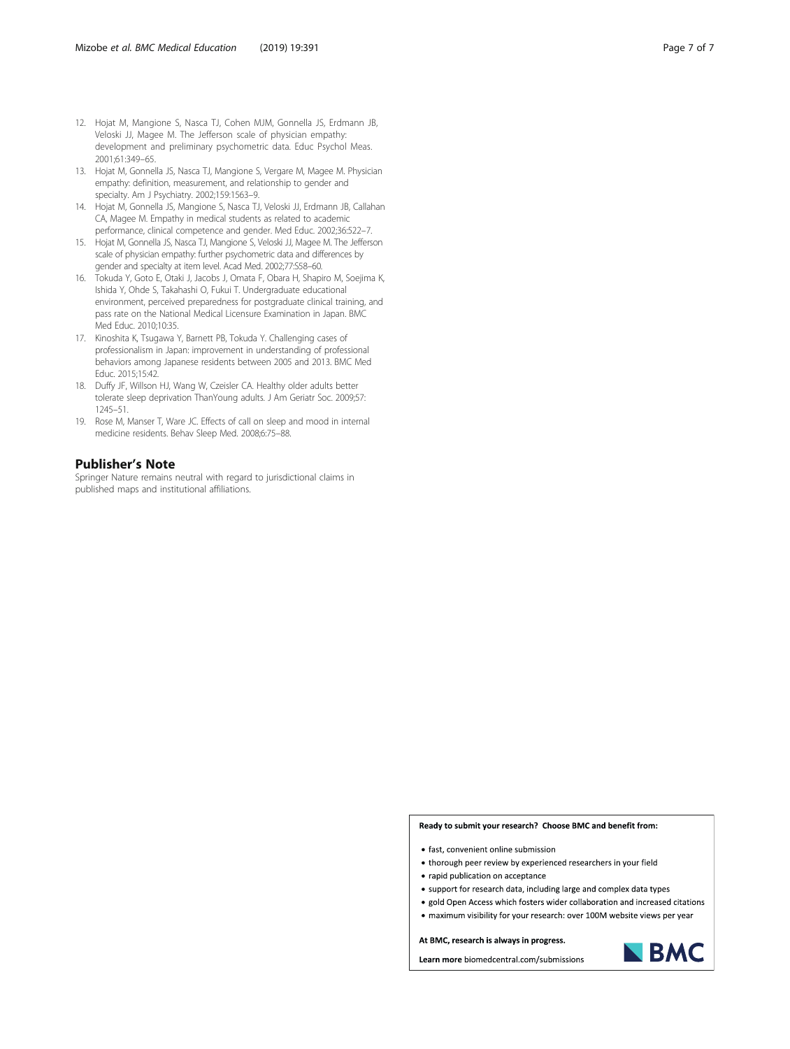12. Hojat M, Mangione S, Nasca TJ, Cohen MJM, Gonnella JS, Erdmann JB, Veloski JJ, Magee M. The Jefferson scale of physician empathy: development and preliminary psychometric data. Educ Psychol Meas. 2001;61:349–65.
13. Hojat M, Gonnella JS, Nasca TJ, Mangione S, Vergare M, Magee M. Physician empathy: definition, measurement, and relationship to gender and specialty. Am J Psychiatry. 2002;159:1563–9.
14. Hojat M, Gonnella JS, Mangione S, Nasca TJ, Veloski JJ, Erdmann JB, Callahan CA, Magee M. Empathy in medical students as related to academic performance, clinical competence and gender. Med Educ. 2002;36:522–7.
15. Hojat M, Gonnella JS, Nasca TJ, Mangione S, Veloski JJ, Magee M. The Jefferson scale of physician empathy: further psychometric data and differences by gender and specialty at item level. Acad Med. 2002;77:S58–60.
16. Tokuda Y, Goto E, Otaki J, Jacobs J, Omata F, Obara H, Shapiro M, Soejima K, Ishida Y, Ohde S, Takahashi O, Fukui T. Undergraduate educational environment, perceived preparedness for postgraduate clinical training, and pass rate on the National Medical Licensure Examination in Japan. BMC Med Educ. 2010;10:35.
17. Kinoshita K, Tsugawa Y, Barnett PB, Tokuda Y. Challenging cases of professionalism in Japan: improvement in understanding of professional behaviors among Japanese residents between 2005 and 2013. BMC Med Educ. 2015;15:42.
18. Duffy JF, Willson HJ, Wang W, Czeisler CA. Healthy older adults better tolerate sleep deprivation ThanYoung adults. J Am Geriatr Soc. 2009;57:1245–51.
19. Rose M, Manser T, Ware JC. Effects of call on sleep and mood in internal medicine residents. Behav Sleep Med. 2008;6:75–88.

## Publisher's Note

Springer Nature remains neutral with regard to jurisdictional claims in published maps and institutional affiliations.

**Ready to submit your research? Choose BMC and benefit from:**

- fast, convenient online submission
- thorough peer review by experienced researchers in your field
- rapid publication on acceptance
- support for research data, including large and complex data types
- gold Open Access which fosters wider collaboration and increased citations
- maximum visibility for your research: over 100M website views per year

**At BMC, research is always in progress.**

**Learn more** biomedcentral.com/submissions

BMC